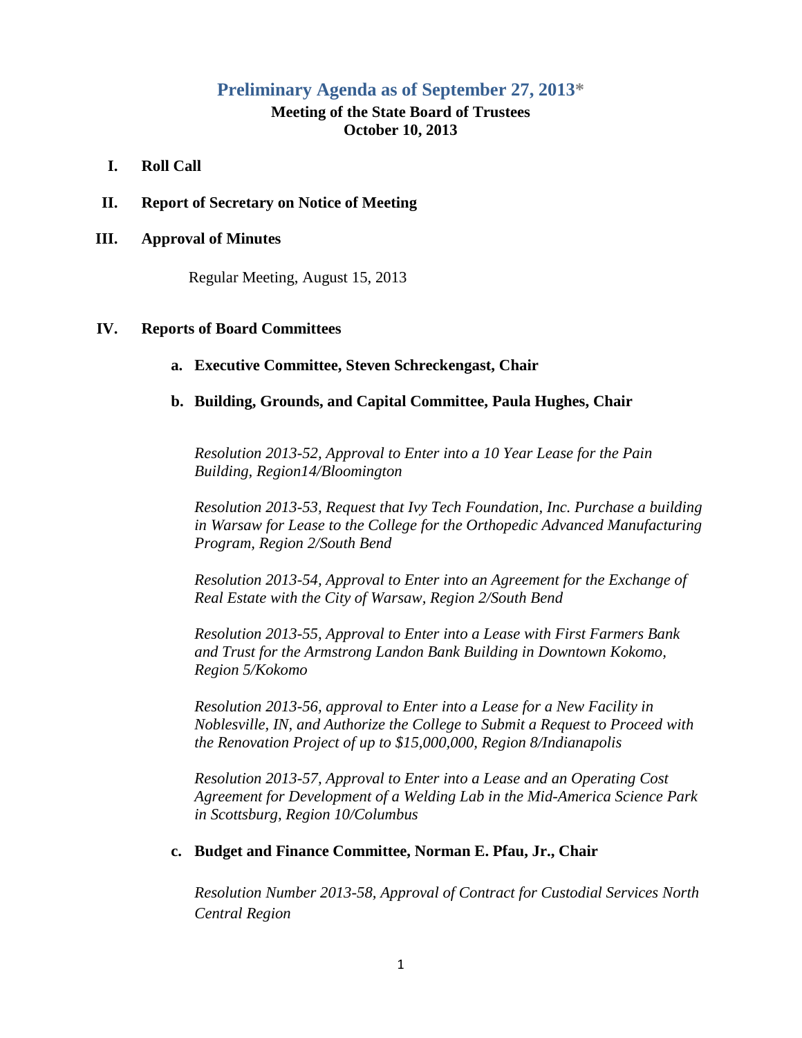# Preliminary Agenda as of September 27, 2013*

**Meeting of the State Board of Trustees**
**October 10, 2013**

**I. Roll Call**

**II. Report of Secretary on Notice of Meeting**

**III. Approval of Minutes**

Regular Meeting, August 15, 2013

**IV. Reports of Board Committees**

**a. Executive Committee, Steven Schreckengast, Chair**

**b. Building, Grounds, and Capital Committee, Paula Hughes, Chair**

*Resolution 2013-52, Approval to Enter into a 10 Year Lease for the Pain Building, Region14/Bloomington*

*Resolution 2013-53, Request that Ivy Tech Foundation, Inc. Purchase a building in Warsaw for Lease to the College for the Orthopedic Advanced Manufacturing Program, Region 2/South Bend*

*Resolution 2013-54, Approval to Enter into an Agreement for the Exchange of Real Estate with the City of Warsaw, Region 2/South Bend*

*Resolution 2013-55, Approval to Enter into a Lease with First Farmers Bank and Trust for the Armstrong Landon Bank Building in Downtown Kokomo, Region 5/Kokomo*

*Resolution 2013-56, approval to Enter into a Lease for a New Facility in Noblesville, IN, and Authorize the College to Submit a Request to Proceed with the Renovation Project of up to $15,000,000, Region 8/Indianapolis*

*Resolution 2013-57, Approval to Enter into a Lease and an Operating Cost Agreement for Development of a Welding Lab in the Mid-America Science Park in Scottsburg, Region 10/Columbus*

**c. Budget and Finance Committee, Norman E. Pfau, Jr., Chair**

*Resolution Number 2013-58, Approval of Contract for Custodial Services North Central Region*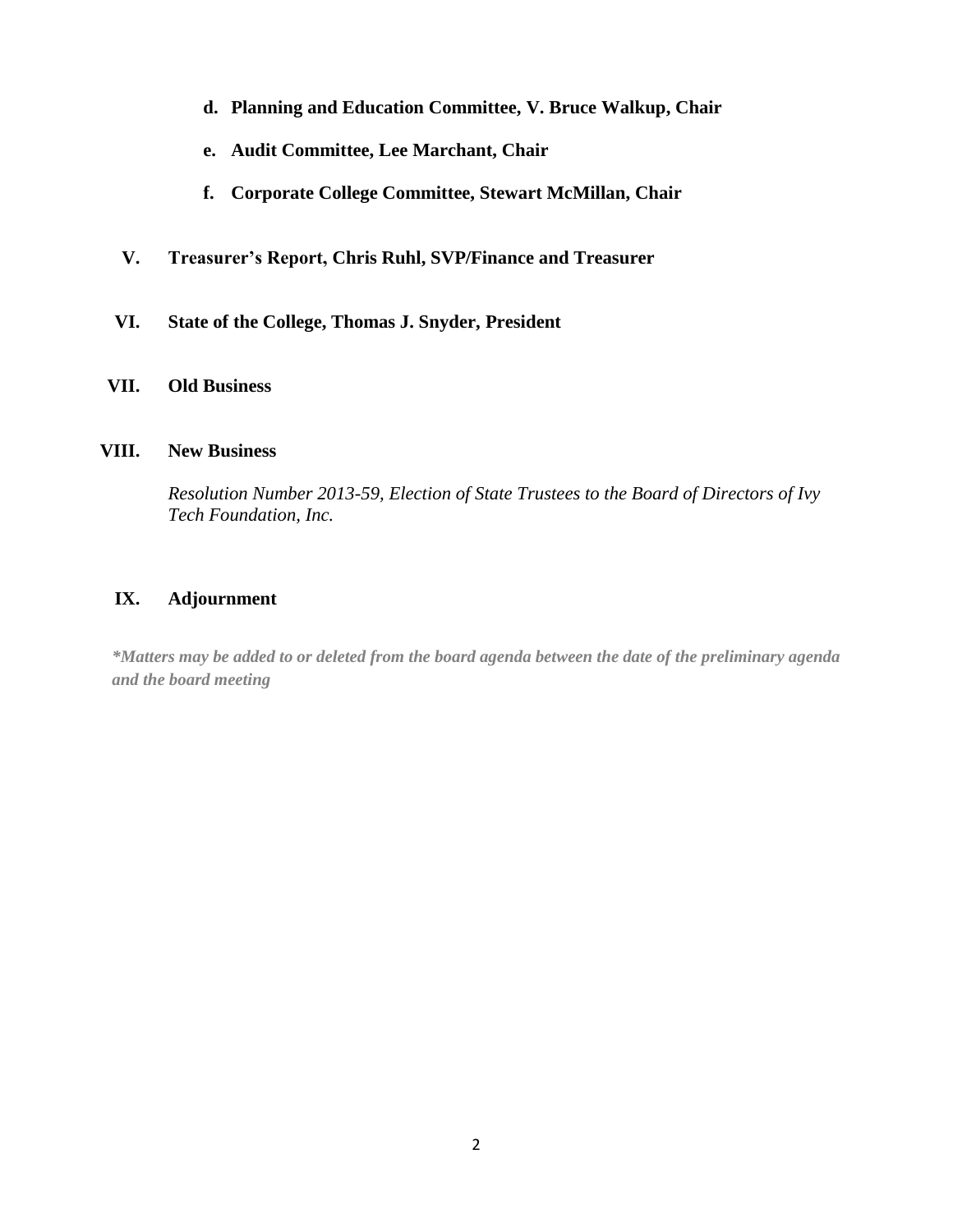d. **Planning and Education Committee, V. Bruce Walkup, Chair**

e. **Audit Committee, Lee Marchant, Chair**

f. **Corporate College Committee, Stewart McMillan, Chair**

**V. Treasurer's Report, Chris Ruhl, SVP/Finance and Treasurer**

**VI. State of the College, Thomas J. Snyder, President**

**VII. Old Business**

**VIII. New Business**

*Resolution Number 2013-59, Election of State Trustees to the Board of Directors of Ivy Tech Foundation, Inc.*

**IX. Adjournment**

***Matters may be added to or deleted from the board agenda between the date of the preliminary agenda and the board meeting***